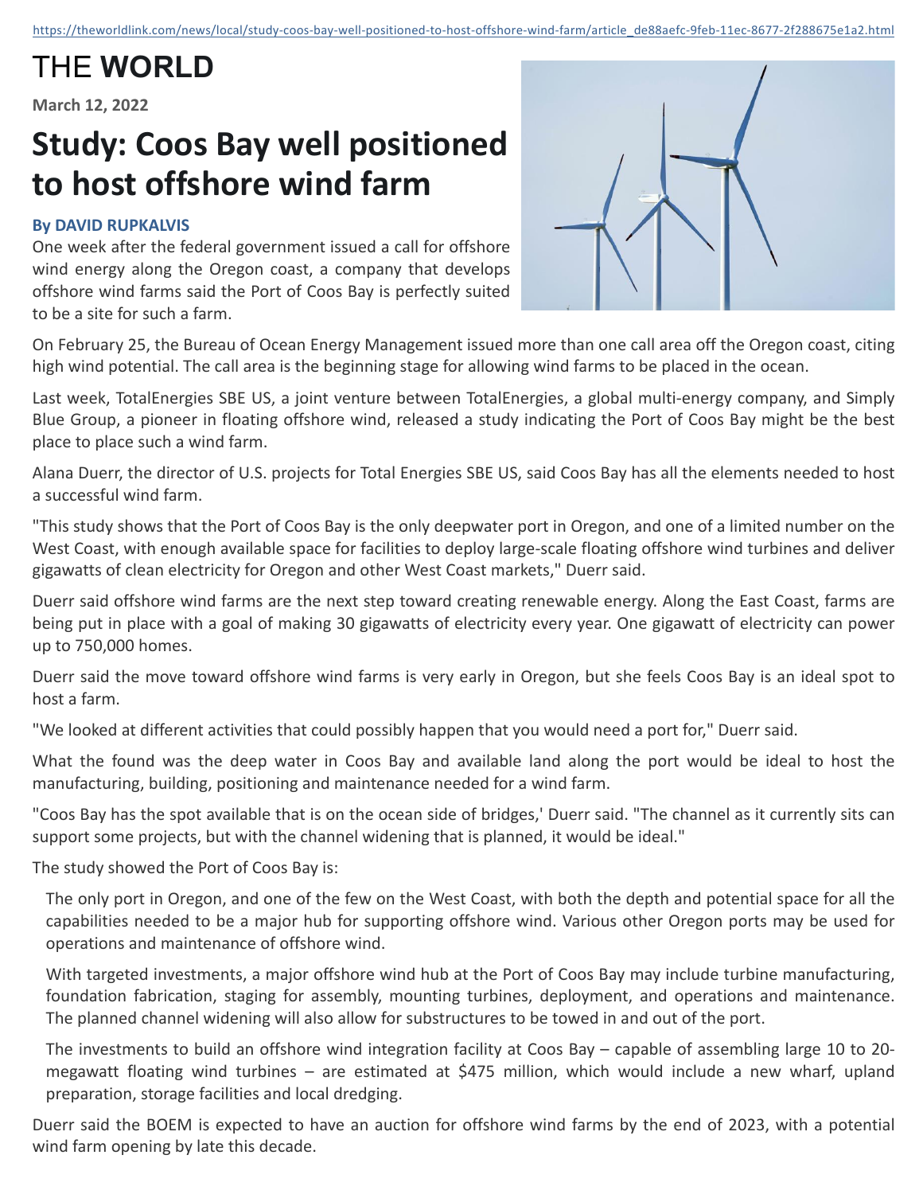https://theworldlink.com/news/local/study-coos-bay-well-positioned-to-host-offshore-wind-farm/article_de88aefc-9feb-11ec-8677-2f288675e1a2.html

# THE **WORLD**

**March 12, 2022**

# Study: Coos Bay well positioned to host offshore wind farm

**By DAVID RUPKALVIS**

One week after the federal government issued a call for offshore wind energy along the Oregon coast, a company that develops offshore wind farms said the Port of Coos Bay is perfectly suited to be a site for such a farm.

On February 25, the Bureau of Ocean Energy Management issued more than one call area off the Oregon coast, citing high wind potential. The call area is the beginning stage for allowing wind farms to be placed in the ocean.

Last week, TotalEnergies SBE US, a joint venture between TotalEnergies, a global multi-energy company, and Simply Blue Group, a pioneer in floating offshore wind, released a study indicating the Port of Coos Bay might be the best place to place such a wind farm.

Alana Duerr, the director of U.S. projects for Total Energies SBE US, said Coos Bay has all the elements needed to host a successful wind farm.

"This study shows that the Port of Coos Bay is the only deepwater port in Oregon, and one of a limited number on the West Coast, with enough available space for facilities to deploy large-scale floating offshore wind turbines and deliver gigawatts of clean electricity for Oregon and other West Coast markets," Duerr said.

Duerr said offshore wind farms are the next step toward creating renewable energy. Along the East Coast, farms are being put in place with a goal of making 30 gigawatts of electricity every year. One gigawatt of electricity can power up to 750,000 homes.

Duerr said the move toward offshore wind farms is very early in Oregon, but she feels Coos Bay is an ideal spot to host a farm.

"We looked at different activities that could possibly happen that you would need a port for," Duerr said.

What the found was the deep water in Coos Bay and available land along the port would be ideal to host the manufacturing, building, positioning and maintenance needed for a wind farm.

"Coos Bay has the spot available that is on the ocean side of bridges,' Duerr said. "The channel as it currently sits can support some projects, but with the channel widening that is planned, it would be ideal."

The study showed the Port of Coos Bay is:

The only port in Oregon, and one of the few on the West Coast, with both the depth and potential space for all the capabilities needed to be a major hub for supporting offshore wind. Various other Oregon ports may be used for operations and maintenance of offshore wind.

With targeted investments, a major offshore wind hub at the Port of Coos Bay may include turbine manufacturing, foundation fabrication, staging for assembly, mounting turbines, deployment, and operations and maintenance. The planned channel widening will also allow for substructures to be towed in and out of the port.

The investments to build an offshore wind integration facility at Coos Bay – capable of assembling large 10 to 20-megawatt floating wind turbines – are estimated at $475 million, which would include a new wharf, upland preparation, storage facilities and local dredging.

Duerr said the BOEM is expected to have an auction for offshore wind farms by the end of 2023, with a potential wind farm opening by late this decade.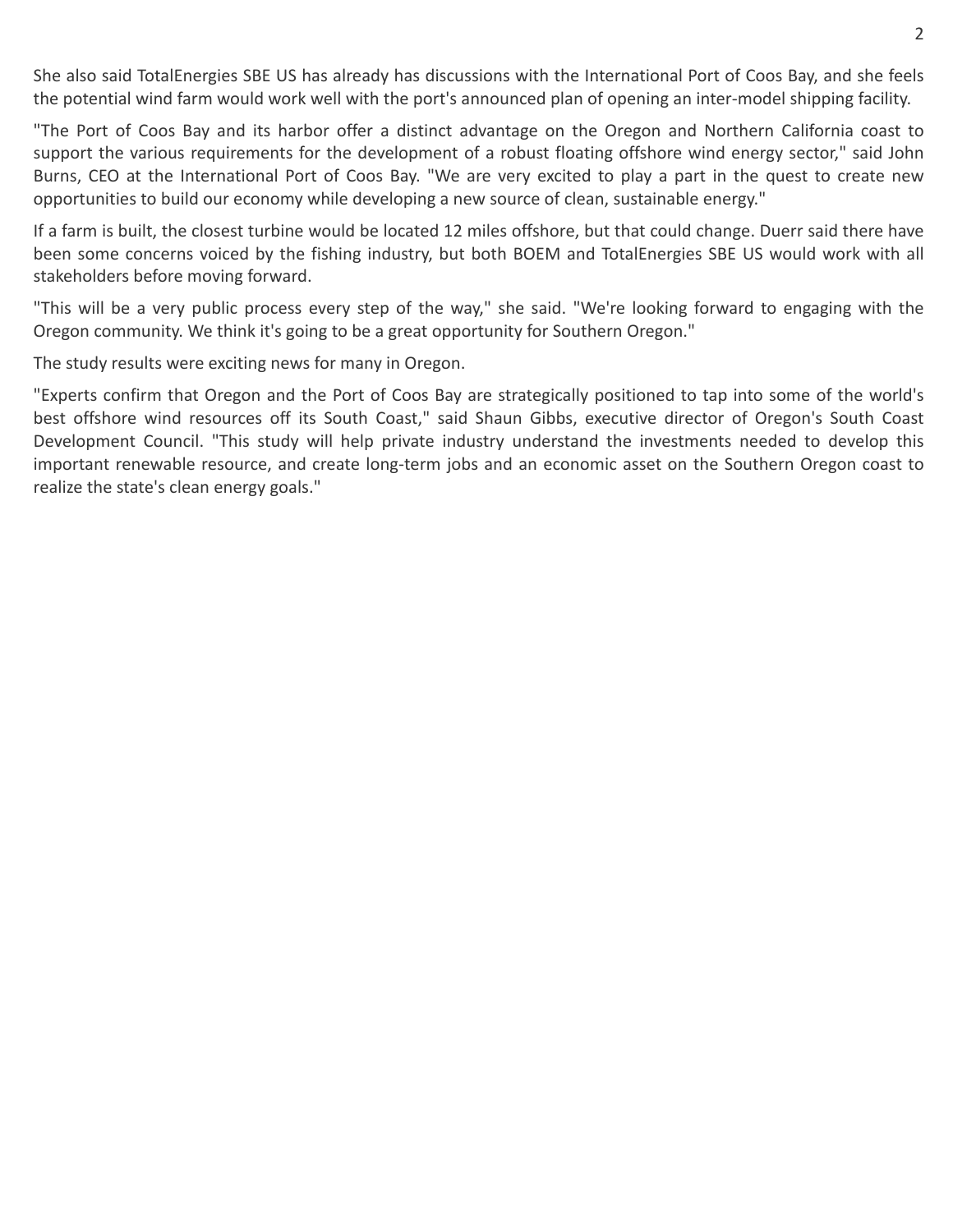She also said TotalEnergies SBE US has already has discussions with the International Port of Coos Bay, and she feels the potential wind farm would work well with the port's announced plan of opening an inter-model shipping facility.

"The Port of Coos Bay and its harbor offer a distinct advantage on the Oregon and Northern California coast to support the various requirements for the development of a robust floating offshore wind energy sector," said John Burns, CEO at the International Port of Coos Bay. "We are very excited to play a part in the quest to create new opportunities to build our economy while developing a new source of clean, sustainable energy."

If a farm is built, the closest turbine would be located 12 miles offshore, but that could change. Duerr said there have been some concerns voiced by the fishing industry, but both BOEM and TotalEnergies SBE US would work with all stakeholders before moving forward.

"This will be a very public process every step of the way," she said. "We're looking forward to engaging with the Oregon community. We think it's going to be a great opportunity for Southern Oregon."

The study results were exciting news for many in Oregon.

"Experts confirm that Oregon and the Port of Coos Bay are strategically positioned to tap into some of the world's best offshore wind resources off its South Coast," said Shaun Gibbs, executive director of Oregon's South Coast Development Council. "This study will help private industry understand the investments needed to develop this important renewable resource, and create long-term jobs and an economic asset on the Southern Oregon coast to realize the state's clean energy goals."